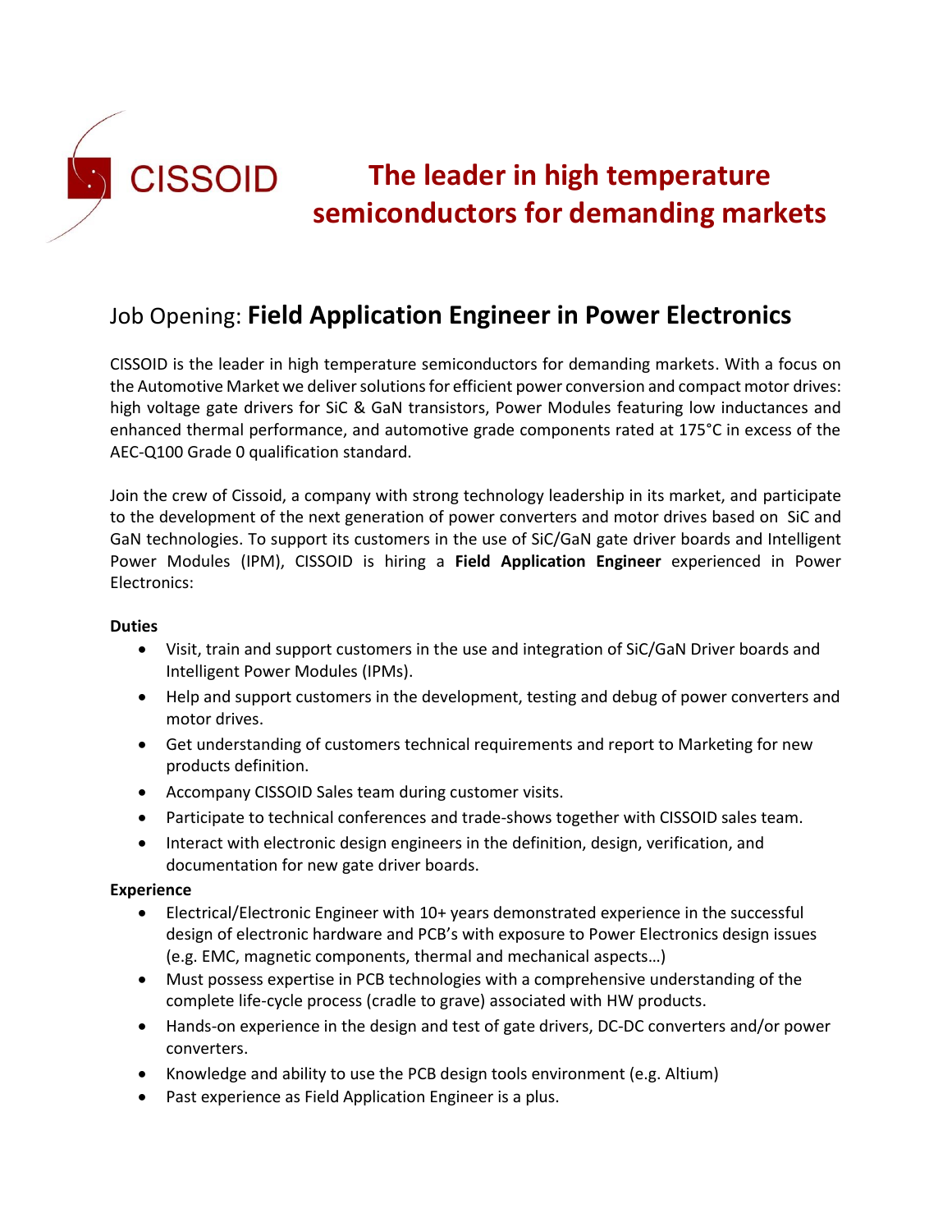CISSOID

# The leader in high temperature semiconductors for demanding markets

## Job Opening: **Field Application Engineer in Power Electronics**

CISSOID is the leader in high temperature semiconductors for demanding markets. With a focus on the Automotive Market we deliver solutions for efficient power conversion and compact motor drives: high voltage gate drivers for SiC & GaN transistors, Power Modules featuring low inductances and enhanced thermal performance, and automotive grade components rated at 175°C in excess of the AEC-Q100 Grade 0 qualification standard.

Join the crew of Cissoid, a company with strong technology leadership in its market, and participate to the development of the next generation of power converters and motor drives based on SiC and GaN technologies. To support its customers in the use of SiC/GaN gate driver boards and Intelligent Power Modules (IPM), CISSOID is hiring a **Field Application Engineer** experienced in Power Electronics:

**Duties**

- Visit, train and support customers in the use and integration of SiC/GaN Driver boards and Intelligent Power Modules (IPMs).
- Help and support customers in the development, testing and debug of power converters and motor drives.
- Get understanding of customers technical requirements and report to Marketing for new products definition.
- Accompany CISSOID Sales team during customer visits.
- Participate to technical conferences and trade-shows together with CISSOID sales team.
- Interact with electronic design engineers in the definition, design, verification, and documentation for new gate driver boards.

**Experience**

- Electrical/Electronic Engineer with 10+ years demonstrated experience in the successful design of electronic hardware and PCB's with exposure to Power Electronics design issues (e.g. EMC, magnetic components, thermal and mechanical aspects…)
- Must possess expertise in PCB technologies with a comprehensive understanding of the complete life-cycle process (cradle to grave) associated with HW products.
- Hands-on experience in the design and test of gate drivers, DC-DC converters and/or power converters.
- Knowledge and ability to use the PCB design tools environment (e.g. Altium)
- Past experience as Field Application Engineer is a plus.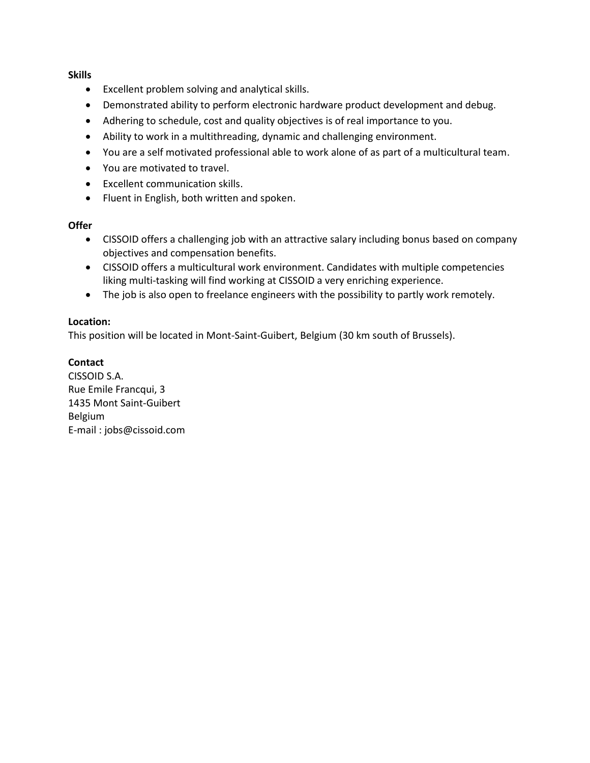**Skills**

- Excellent problem solving and analytical skills.
- Demonstrated ability to perform electronic hardware product development and debug.
- Adhering to schedule, cost and quality objectives is of real importance to you.
- Ability to work in a multithreading, dynamic and challenging environment.
- You are a self motivated professional able to work alone of as part of a multicultural team.
- You are motivated to travel.
- Excellent communication skills.
- Fluent in English, both written and spoken.

**Offer**

- CISSOID offers a challenging job with an attractive salary including bonus based on company objectives and compensation benefits.
- CISSOID offers a multicultural work environment. Candidates with multiple competencies liking multi-tasking will find working at CISSOID a very enriching experience.
- The job is also open to freelance engineers with the possibility to partly work remotely.

**Location:**

This position will be located in Mont-Saint-Guibert, Belgium (30 km south of Brussels).

**Contact**

CISSOID S.A.
Rue Emile Francqui, 3
1435 Mont Saint-Guibert
Belgium
E-mail : jobs@cissoid.com